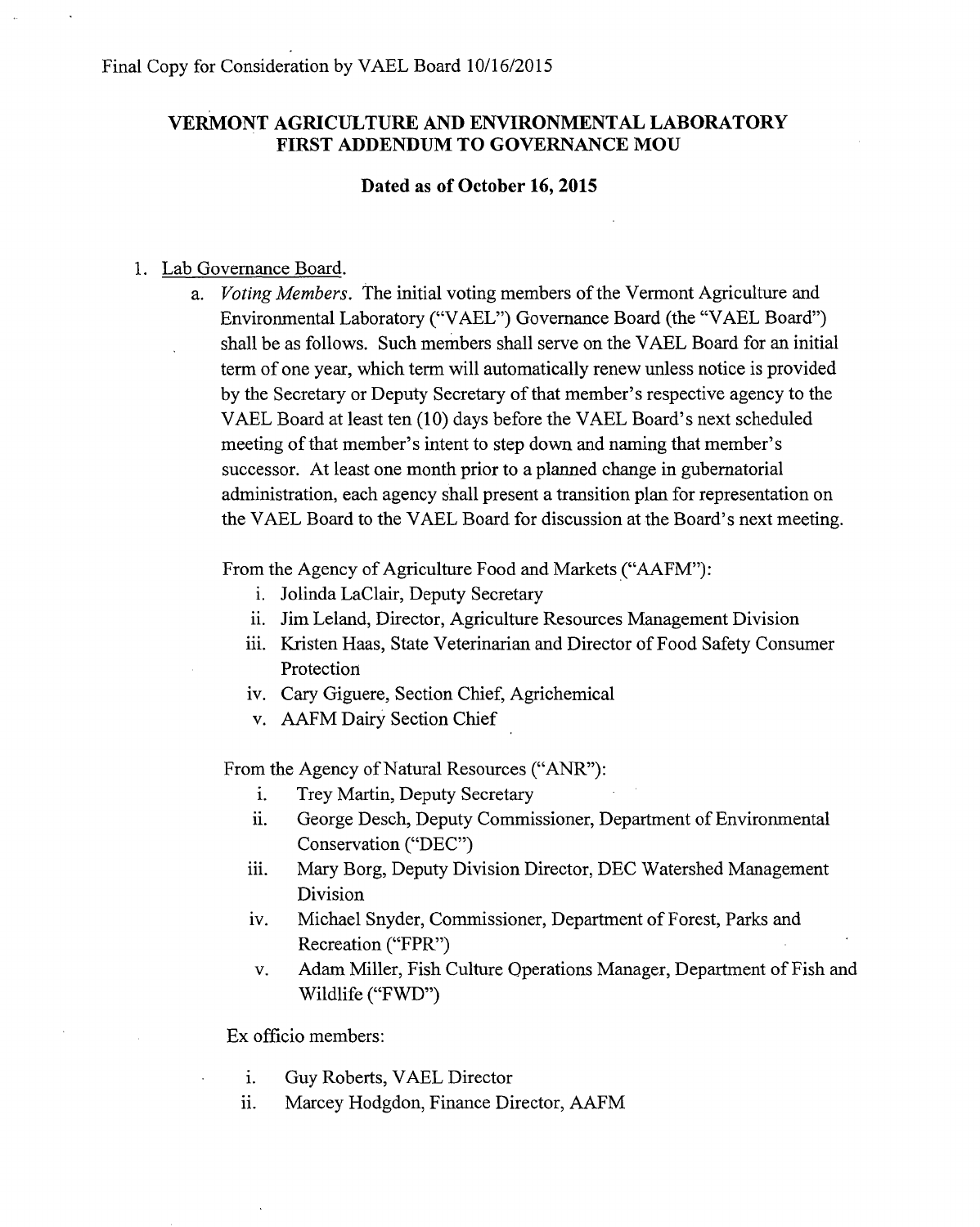Final Copy for Consideration by VAEL Board 10/16/2015

# VERMONT AGRICULTURE AND ENVIRONMENTAL LABORATORY FIRST ADDENDUM TO GOVERNANCE MOU

**Dated as of October 16, 2015**

1. Lab Governance Board.
   a. *Voting Members.* The initial voting members of the Vermont Agriculture and Environmental Laboratory ("VAEL") Governance Board (the "VAEL Board") shall be as follows. Such members shall serve on the VAEL Board for an initial term of one year, which term will automatically renew unless notice is provided by the Secretary or Deputy Secretary of that member's respective agency to the VAEL Board at least ten (10) days before the VAEL Board's next scheduled meeting of that member's intent to step down and naming that member's successor. At least one month prior to a planned change in gubernatorial administration, each agency shall present a transition plan for representation on the VAEL Board to the VAEL Board for discussion at the Board's next meeting.

      From the Agency of Agriculture Food and Markets ("AAFM"):

      i. Jolinda LaClair, Deputy Secretary
      ii. Jim Leland, Director, Agriculture Resources Management Division
      iii. Kristen Haas, State Veterinarian and Director of Food Safety Consumer Protection
      iv. Cary Giguere, Section Chief, Agrichemical
      v. AAFM Dairy Section Chief

      From the Agency of Natural Resources ("ANR"):

      i. Trey Martin, Deputy Secretary
      ii. George Desch, Deputy Commissioner, Department of Environmental Conservation ("DEC")
      iii. Mary Borg, Deputy Division Director, DEC Watershed Management Division
      iv. Michael Snyder, Commissioner, Department of Forest, Parks and Recreation ("FPR")
      v. Adam Miller, Fish Culture Operations Manager, Department of Fish and Wildlife ("FWD")

      Ex officio members:

      i. Guy Roberts, VAEL Director
      ii. Marcey Hodgdon, Finance Director, AAFM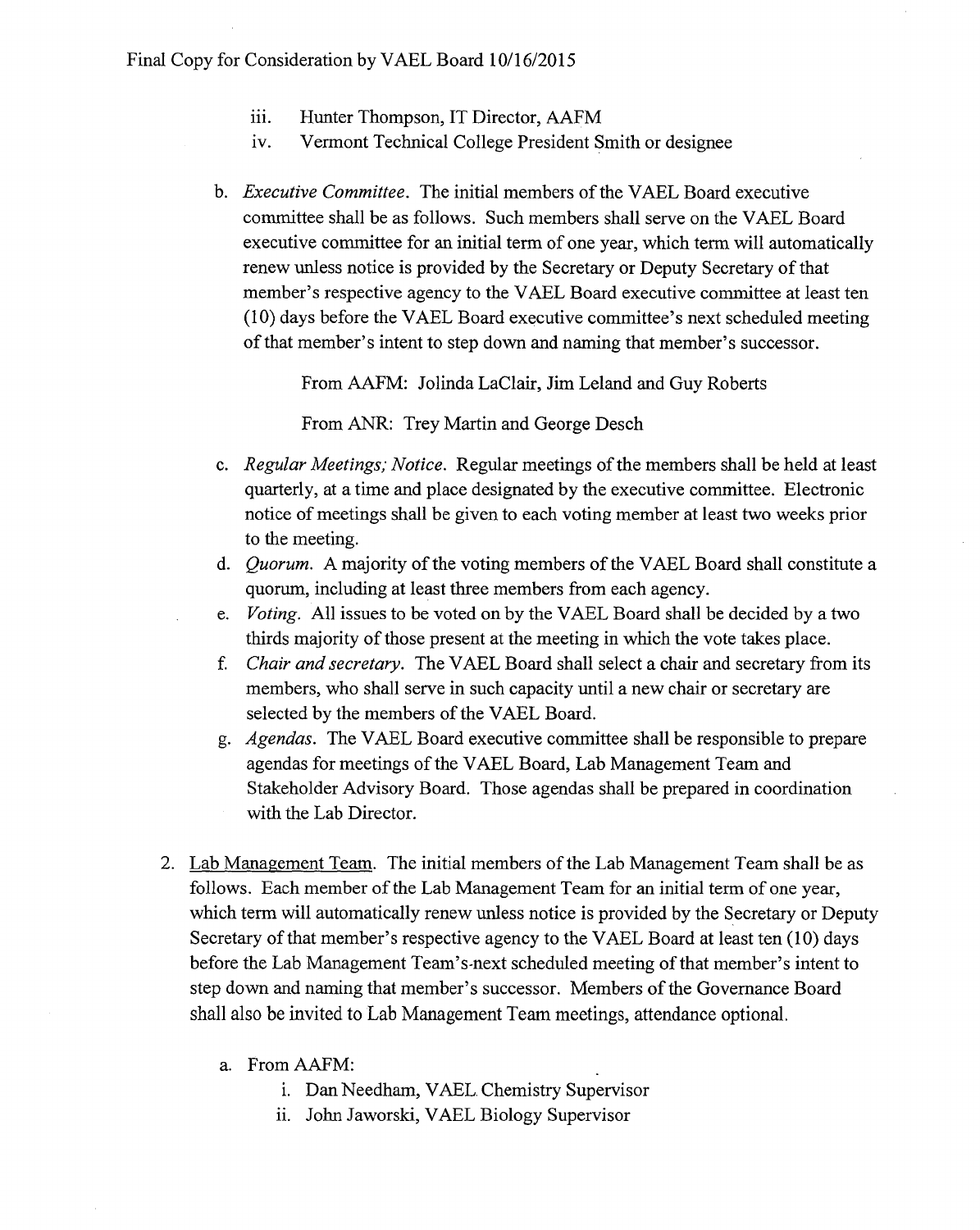iii. Hunter Thompson, IT Director, AAFM
   iv. Vermont Technical College President Smith or designee

b. *Executive Committee*. The initial members of the VAEL Board executive committee shall be as follows. Such members shall serve on the VAEL Board executive committee for an initial term of one year, which term will automatically renew unless notice is provided by the Secretary or Deputy Secretary of that member's respective agency to the VAEL Board executive committee at least ten (10) days before the VAEL Board executive committee's next scheduled meeting of that member's intent to step down and naming that member's successor.

   From AAFM: Jolinda LaClair, Jim Leland and Guy Roberts

   From ANR: Trey Martin and George Desch

c. *Regular Meetings; Notice*. Regular meetings of the members shall be held at least quarterly, at a time and place designated by the executive committee. Electronic notice of meetings shall be given to each voting member at least two weeks prior to the meeting.

d. *Quorum*. A majority of the voting members of the VAEL Board shall constitute a quorum, including at least three members from each agency.

e. *Voting*. All issues to be voted on by the VAEL Board shall be decided by a two thirds majority of those present at the meeting in which the vote takes place.

f. *Chair and secretary*. The VAEL Board shall select a chair and secretary from its members, who shall serve in such capacity until a new chair or secretary are selected by the members of the VAEL Board.

g. *Agendas*. The VAEL Board executive committee shall be responsible to prepare agendas for meetings of the VAEL Board, Lab Management Team and Stakeholder Advisory Board. Those agendas shall be prepared in coordination with the Lab Director.

2. Lab Management Team. The initial members of the Lab Management Team shall be as follows. Each member of the Lab Management Team for an initial term of one year, which term will automatically renew unless notice is provided by the Secretary or Deputy Secretary of that member's respective agency to the VAEL Board at least ten (10) days before the Lab Management Team's-next scheduled meeting of that member's intent to step down and naming that member's successor. Members of the Governance Board shall also be invited to Lab Management Team meetings, attendance optional.

   a. From AAFM:
      i. Dan Needham, VAEL Chemistry Supervisor
      ii. John Jaworski, VAEL Biology Supervisor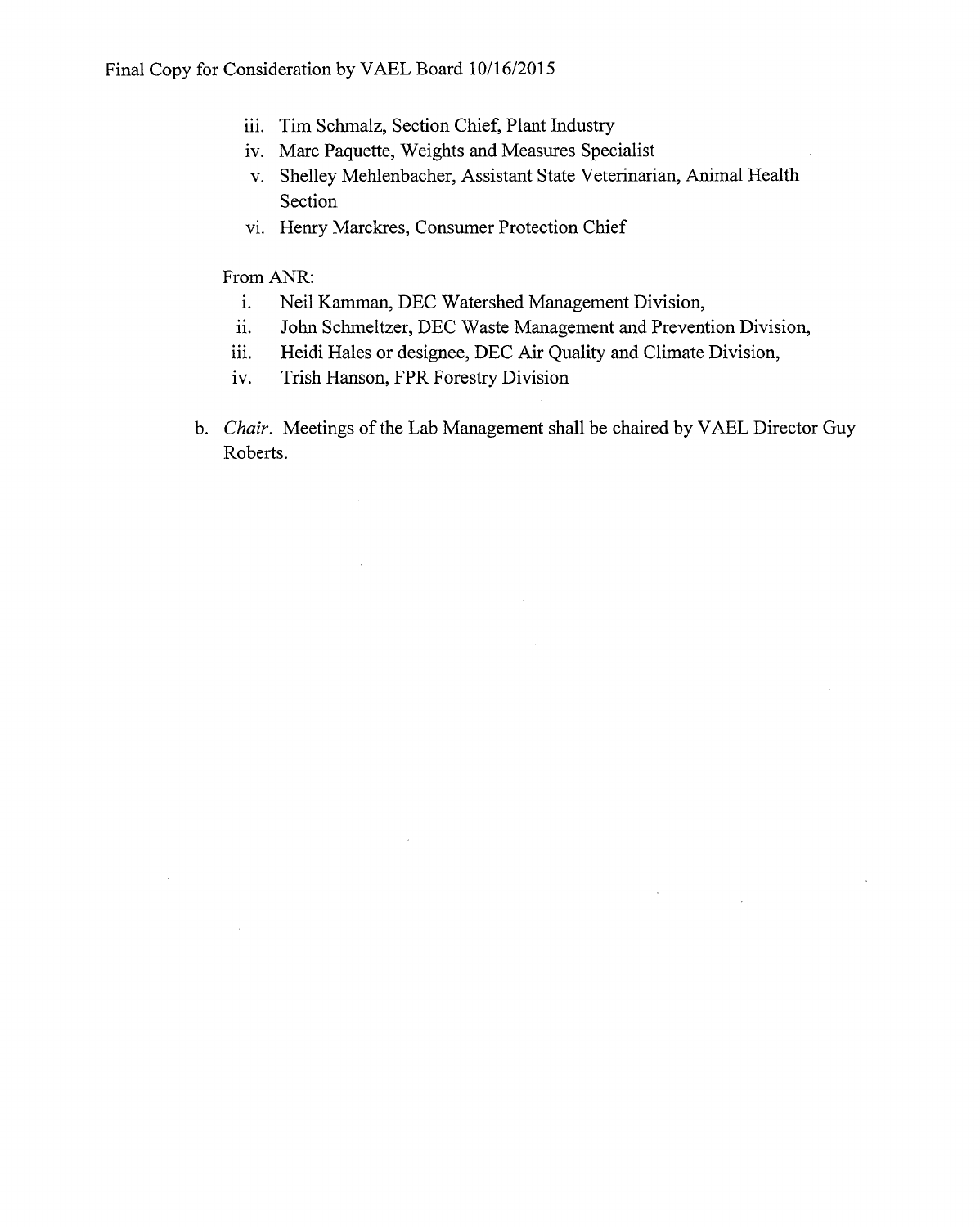iii. Tim Schmalz, Section Chief, Plant Industry
iv. Marc Paquette, Weights and Measures Specialist
v. Shelley Mehlenbacher, Assistant State Veterinarian, Animal Health Section
vi. Henry Marckres, Consumer Protection Chief

From ANR:

i. Neil Kamman, DEC Watershed Management Division,
ii. John Schmeltzer, DEC Waste Management and Prevention Division,
iii. Heidi Hales or designee, DEC Air Quality and Climate Division,
iv. Trish Hanson, FPR Forestry Division

b. *Chair*. Meetings of the Lab Management shall be chaired by VAEL Director Guy Roberts.